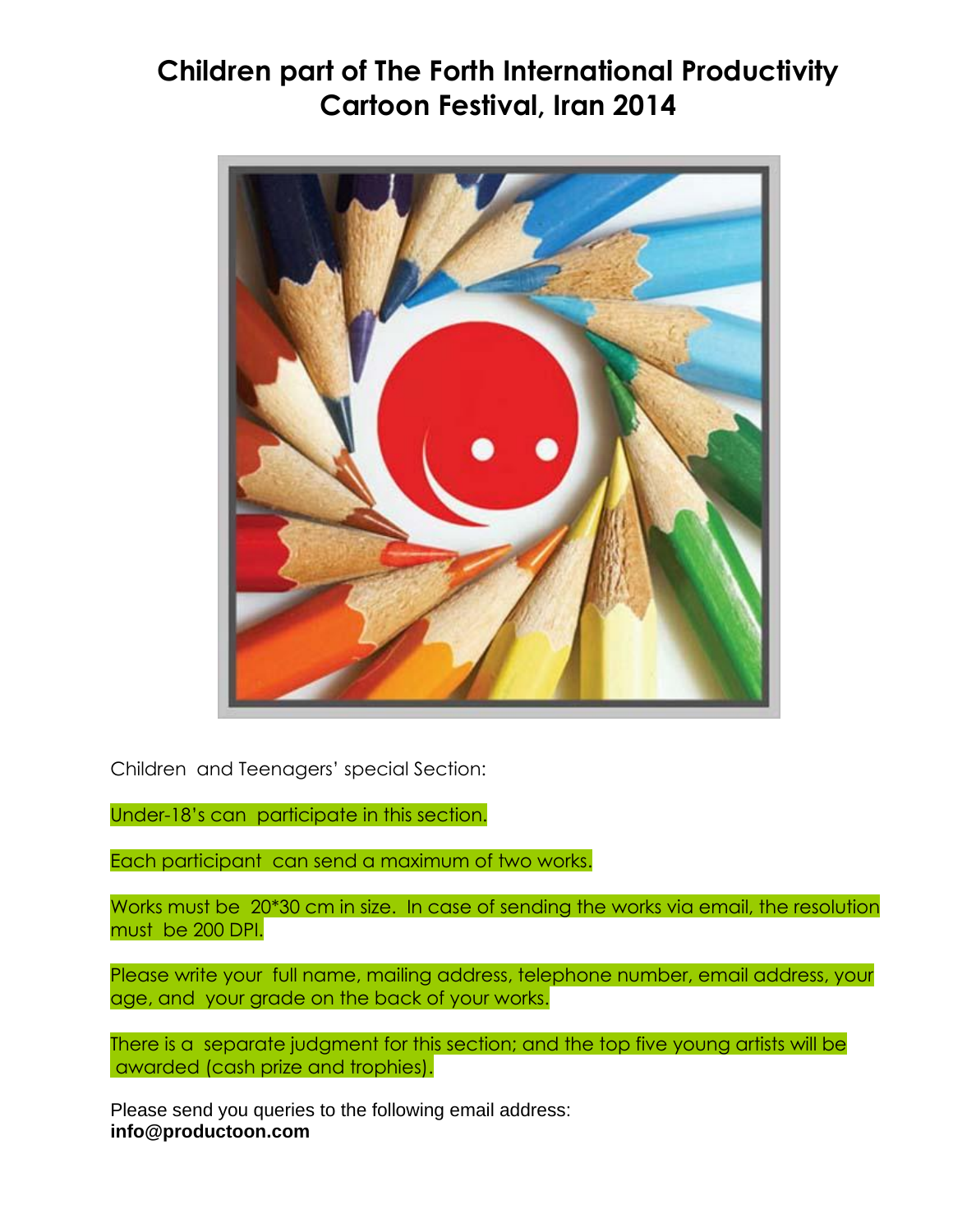# Children part of The Forth International Productivity Cartoon Festival, Iran 2014

Children and Teenagers' special Section:

Under-18's can participate in this section.

Each participant can send a maximum of two works.

Works must be 20*30 cm in size. In case of sending the works via email, the resolution must be 200 DPI.

Please write your full name, mailing address, telephone number, email address, your age, and your grade on the back of your works.

There is a separate judgment for this section; and the top five young artists will be awarded (cash prize and trophies).

Please send you queries to the following email address:
**info@productoon.com**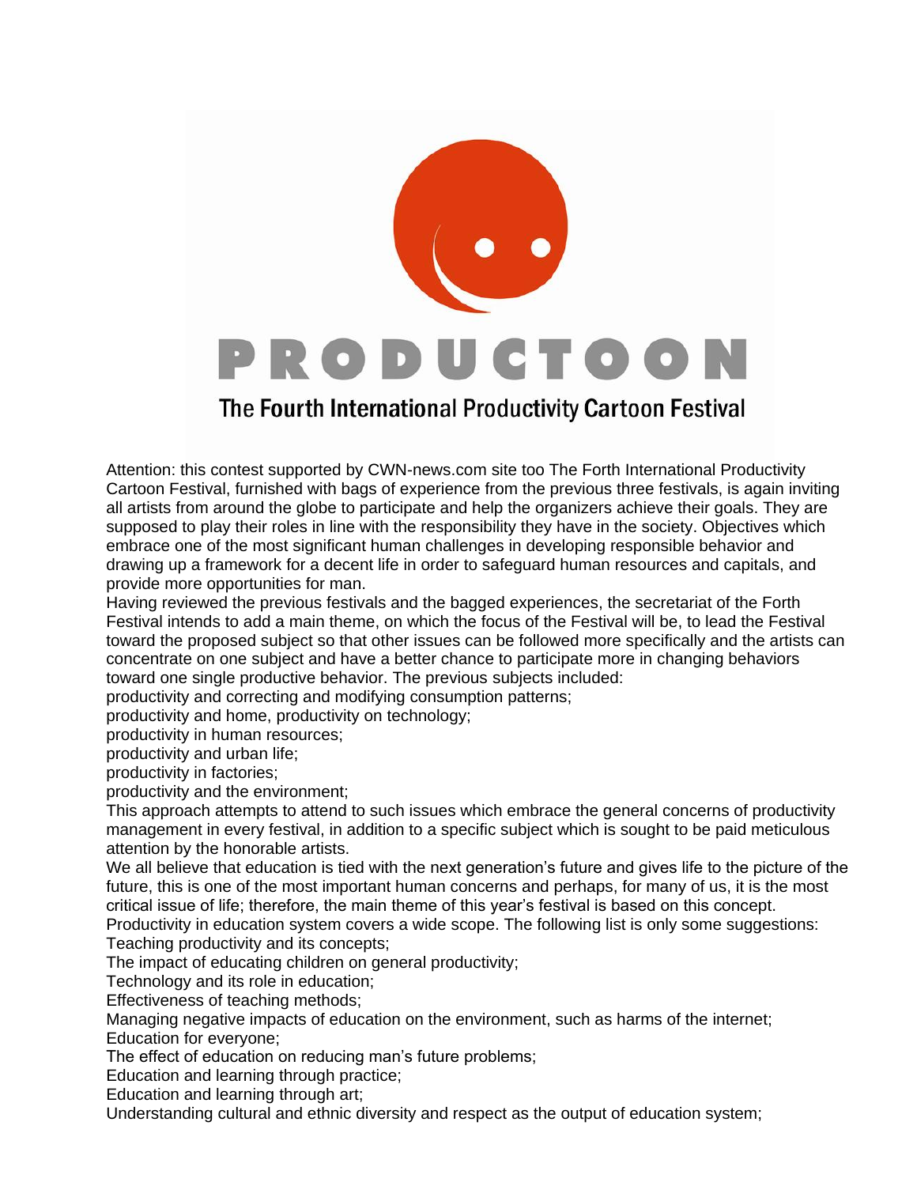# PRODUCTOON

## The Fourth International Productivity Cartoon Festival

Attention: this contest supported by CWN-news.com site too The Forth International Productivity Cartoon Festival, furnished with bags of experience from the previous three festivals, is again inviting all artists from around the globe to participate and help the organizers achieve their goals. They are supposed to play their roles in line with the responsibility they have in the society. Objectives which embrace one of the most significant human challenges in developing responsible behavior and drawing up a framework for a decent life in order to safeguard human resources and capitals, and provide more opportunities for man.

Having reviewed the previous festivals and the bagged experiences, the secretariat of the Forth Festival intends to add a main theme, on which the focus of the Festival will be, to lead the Festival toward the proposed subject so that other issues can be followed more specifically and the artists can concentrate on one subject and have a better chance to participate more in changing behaviors toward one single productive behavior. The previous subjects included:

productivity and correcting and modifying consumption patterns;
productivity and home, productivity on technology;
productivity in human resources;
productivity and urban life;
productivity in factories;
productivity and the environment;

This approach attempts to attend to such issues which embrace the general concerns of productivity management in every festival, in addition to a specific subject which is sought to be paid meticulous attention by the honorable artists.

We all believe that education is tied with the next generation's future and gives life to the picture of the future, this is one of the most important human concerns and perhaps, for many of us, it is the most critical issue of life; therefore, the main theme of this year's festival is based on this concept.

Productivity in education system covers a wide scope. The following list is only some suggestions:

Teaching productivity and its concepts;
The impact of educating children on general productivity;
Technology and its role in education;
Effectiveness of teaching methods;
Managing negative impacts of education on the environment, such as harms of the internet;
Education for everyone;
The effect of education on reducing man's future problems;
Education and learning through practice;
Education and learning through art;
Understanding cultural and ethnic diversity and respect as the output of education system;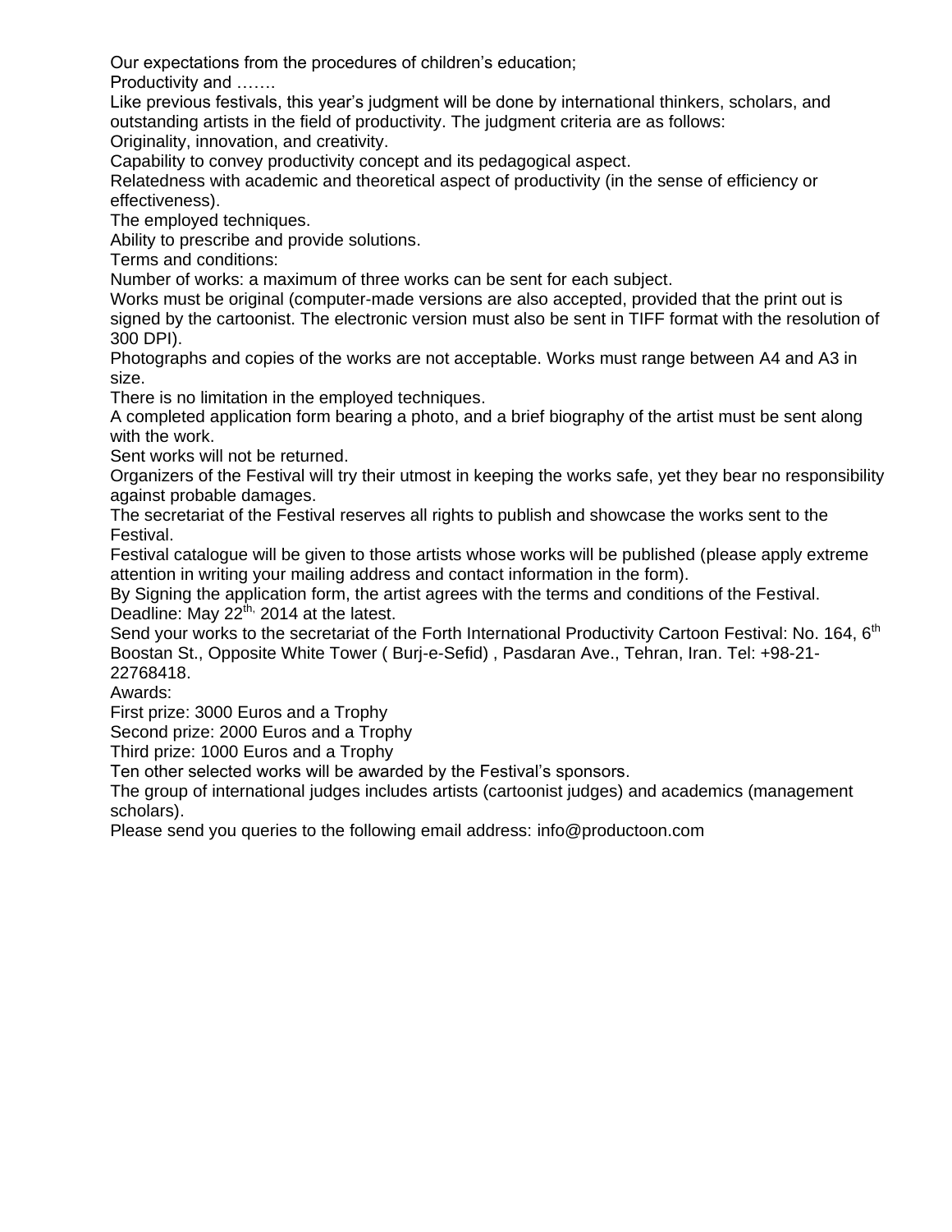Our expectations from the procedures of children's education;

Productivity and …….

Like previous festivals, this year's judgment will be done by international thinkers, scholars, and outstanding artists in the field of productivity. The judgment criteria are as follows:

Originality, innovation, and creativity.

Capability to convey productivity concept and its pedagogical aspect.

Relatedness with academic and theoretical aspect of productivity (in the sense of efficiency or effectiveness).

The employed techniques.

Ability to prescribe and provide solutions.

Terms and conditions:

Number of works: a maximum of three works can be sent for each subject.

Works must be original (computer-made versions are also accepted, provided that the print out is signed by the cartoonist. The electronic version must also be sent in TIFF format with the resolution of 300 DPI).

Photographs and copies of the works are not acceptable. Works must range between A4 and A3 in size.

There is no limitation in the employed techniques.

A completed application form bearing a photo, and a brief biography of the artist must be sent along with the work.

Sent works will not be returned.

Organizers of the Festival will try their utmost in keeping the works safe, yet they bear no responsibility against probable damages.

The secretariat of the Festival reserves all rights to publish and showcase the works sent to the Festival.

Festival catalogue will be given to those artists whose works will be published (please apply extreme attention in writing your mailing address and contact information in the form).

By Signing the application form, the artist agrees with the terms and conditions of the Festival.

Deadline: May 22nd, 2014 at the latest.

Send your works to the secretariat of the Forth International Productivity Cartoon Festival: No. 164, 6th Boostan St., Opposite White Tower ( Burj-e-Sefid) , Pasdaran Ave., Tehran, Iran. Tel: +98-21-22768418.

Awards:

First prize: 3000 Euros and a Trophy

Second prize: 2000 Euros and a Trophy

Third prize: 1000 Euros and a Trophy

Ten other selected works will be awarded by the Festival's sponsors.

The group of international judges includes artists (cartoonist judges) and academics (management scholars).

Please send you queries to the following email address: info@productoon.com